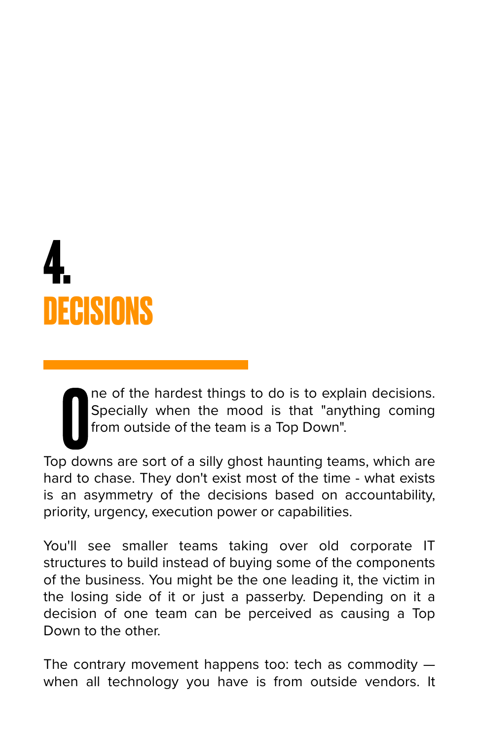# 4.

# DECISIONS

One of the hardest things to do is to explain decisions. Specially when the mood is that "anything coming from outside of the team is a Top Down".

Top downs are sort of a silly ghost haunting teams, which are hard to chase. They don't exist most of the time - what exists is an asymmetry of the decisions based on accountability, priority, urgency, execution power or capabilities.

You'll see smaller teams taking over old corporate IT structures to build instead of buying some of the components of the business. You might be the one leading it, the victim in the losing side of it or just a passerby. Depending on it a decision of one team can be perceived as causing a Top Down to the other.

The contrary movement happens too: tech as commodity — when all technology you have is from outside vendors. It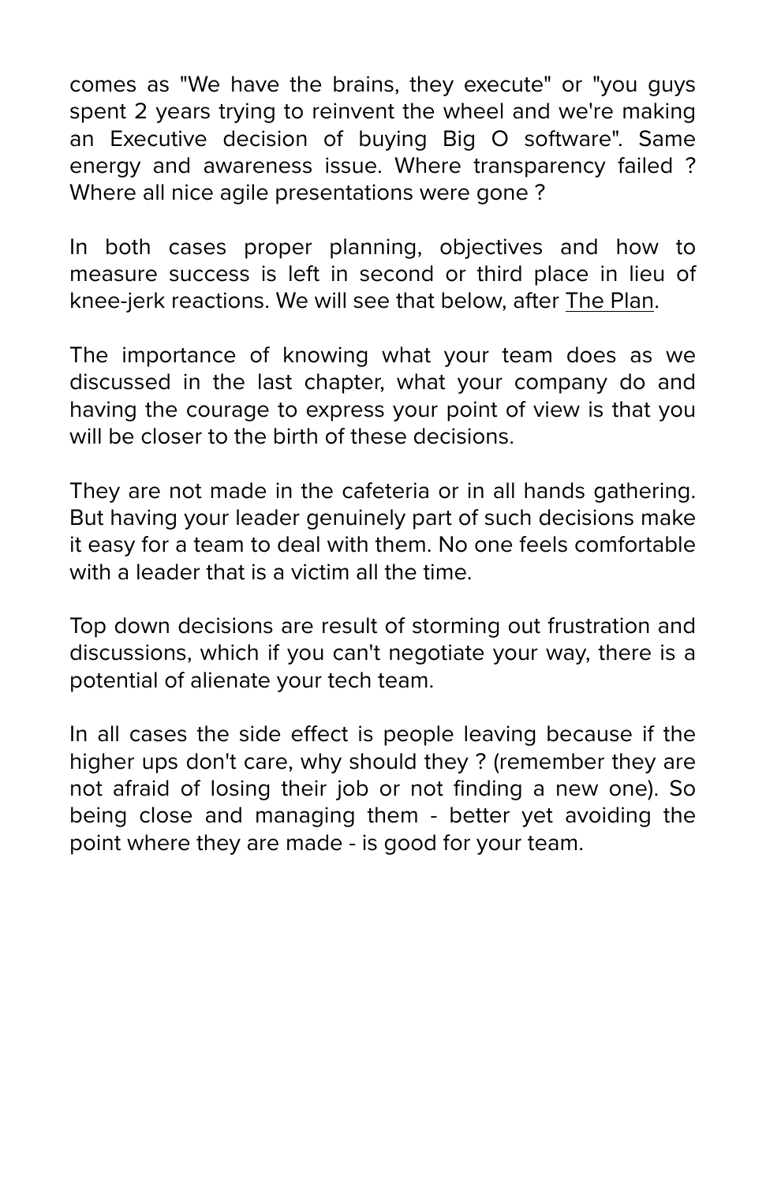comes as "We have the brains, they execute" or "you guys spent 2 years trying to reinvent the wheel and we're making an Executive decision of buying Big O software". Same energy and awareness issue. Where transparency failed ? Where all nice agile presentations were gone ?

In both cases proper planning, objectives and how to measure success is left in second or third place in lieu of knee-jerk reactions. We will see that below, after The Plan.

The importance of knowing what your team does as we discussed in the last chapter, what your company do and having the courage to express your point of view is that you will be closer to the birth of these decisions.

They are not made in the cafeteria or in all hands gathering. But having your leader genuinely part of such decisions make it easy for a team to deal with them. No one feels comfortable with a leader that is a victim all the time.

Top down decisions are result of storming out frustration and discussions, which if you can't negotiate your way, there is a potential of alienate your tech team.

In all cases the side effect is people leaving because if the higher ups don't care, why should they ? (remember they are not afraid of losing their job or not finding a new one). So being close and managing them - better yet avoiding the point where they are made - is good for your team.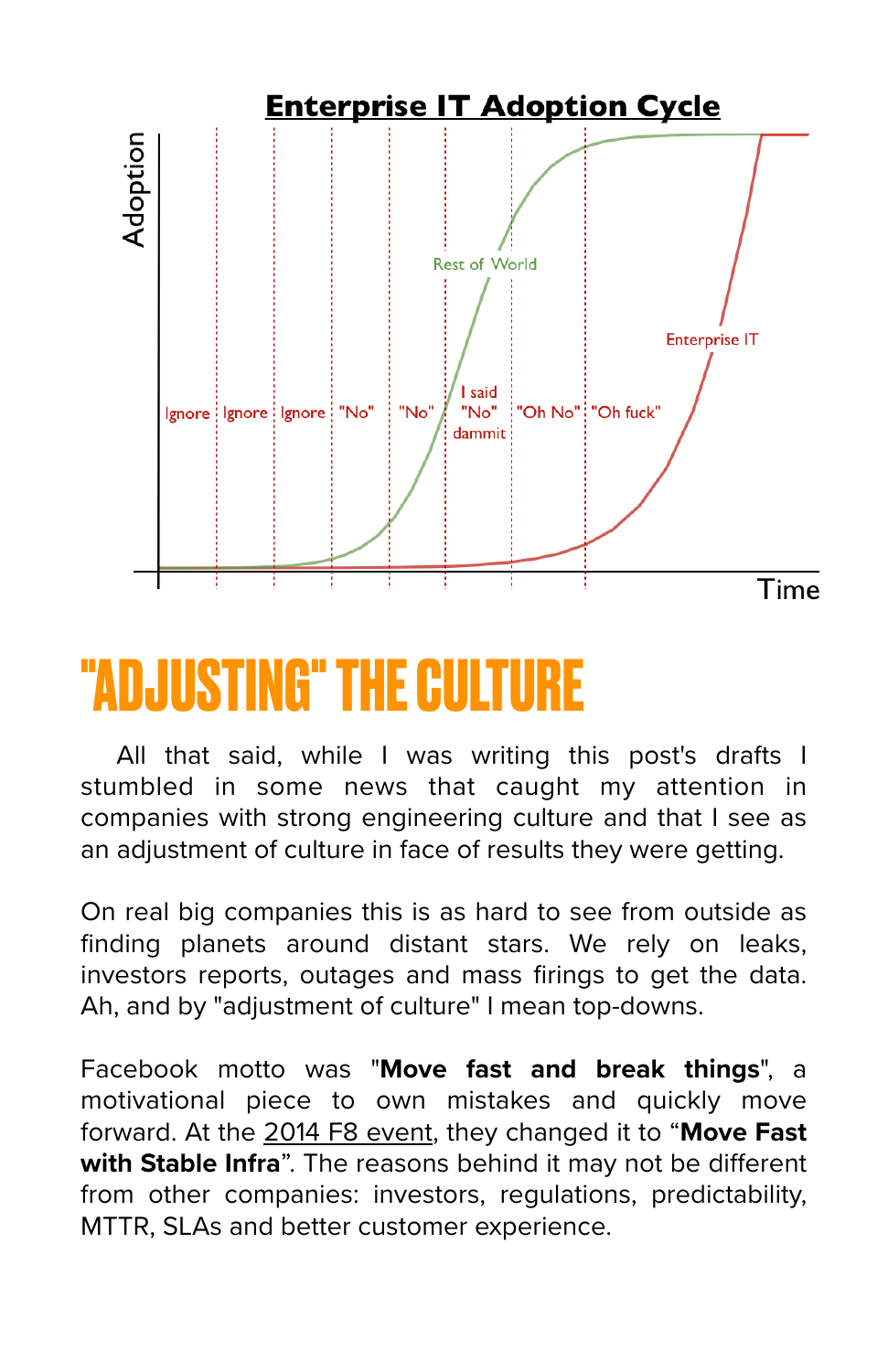**Enterprise IT Adoption Cycle**

# "ADJUSTING" THE CULTURE

All that said, while I was writing this post's drafts I stumbled in some news that caught my attention in companies with strong engineering culture and that I see as an adjustment of culture in face of results they were getting.

On real big companies this is as hard to see from outside as finding planets around distant stars. We rely on leaks, investors reports, outages and mass firings to get the data. Ah, and by "adjustment of culture" I mean top-downs.

Facebook motto was "**Move fast and break things**", a motivational piece to own mistakes and quickly move forward. At the 2014 F8 event, they changed it to “**Move Fast with Stable Infra**”. The reasons behind it may not be different from other companies: investors, regulations, predictability, MTTR, SLAs and better customer experience.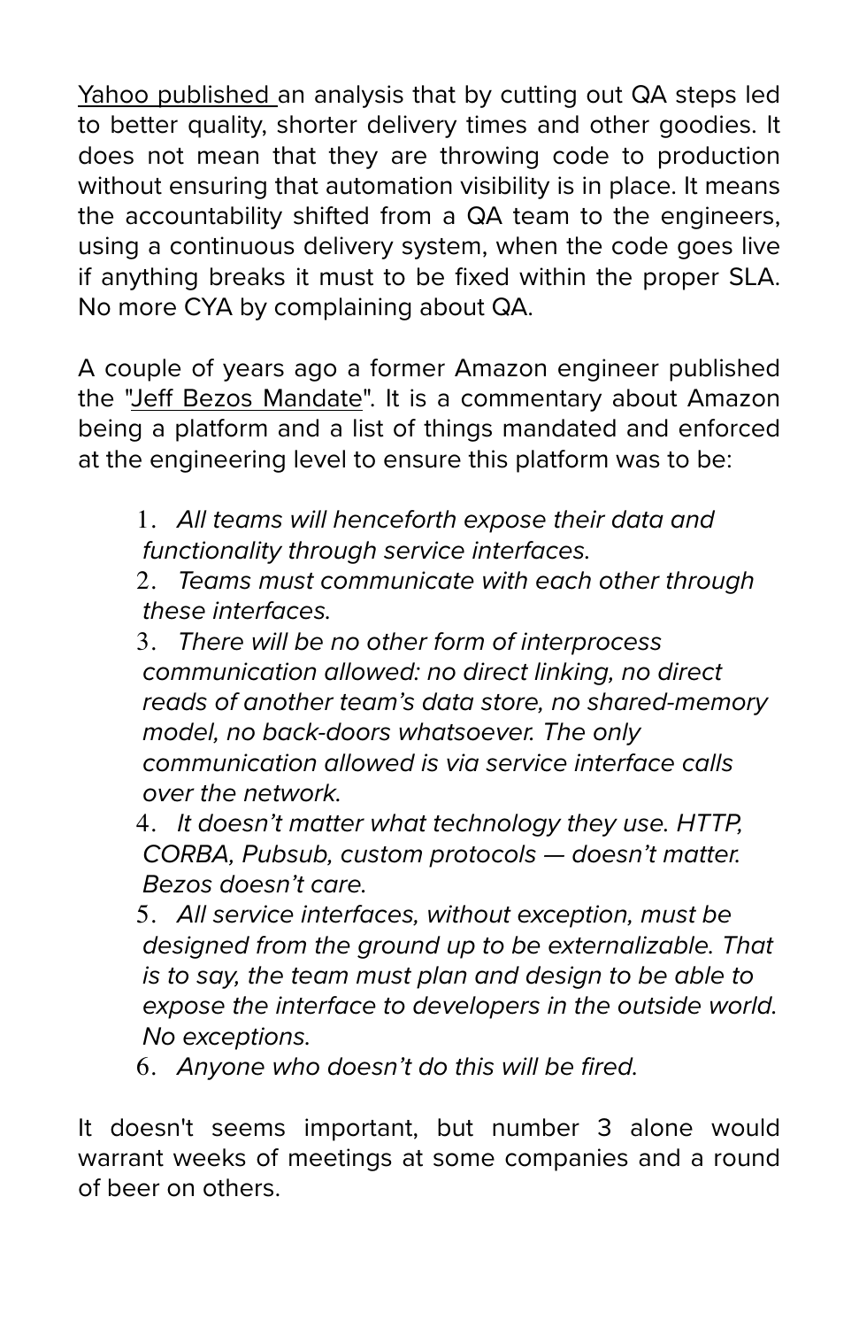Yahoo published an analysis that by cutting out QA steps led to better quality, shorter delivery times and other goodies. It does not mean that they are throwing code to production without ensuring that automation visibility is in place. It means the accountability shifted from a QA team to the engineers, using a continuous delivery system, when the code goes live if anything breaks it must to be fixed within the proper SLA. No more CYA by complaining about QA.

A couple of years ago a former Amazon engineer published the "Jeff Bezos Mandate". It is a commentary about Amazon being a platform and a list of things mandated and enforced at the engineering level to ensure this platform was to be:

1. *All teams will henceforth expose their data and functionality through service interfaces.*
2. *Teams must communicate with each other through these interfaces.*
3. *There will be no other form of interprocess communication allowed: no direct linking, no direct reads of another team's data store, no shared-memory model, no back-doors whatsoever. The only communication allowed is via service interface calls over the network.*
4. *It doesn't matter what technology they use. HTTP, CORBA, Pubsub, custom protocols — doesn't matter. Bezos doesn't care.*
5. *All service interfaces, without exception, must be designed from the ground up to be externalizable. That is to say, the team must plan and design to be able to expose the interface to developers in the outside world. No exceptions.*
6. *Anyone who doesn't do this will be fired.*

It doesn't seems important, but number 3 alone would warrant weeks of meetings at some companies and a round of beer on others.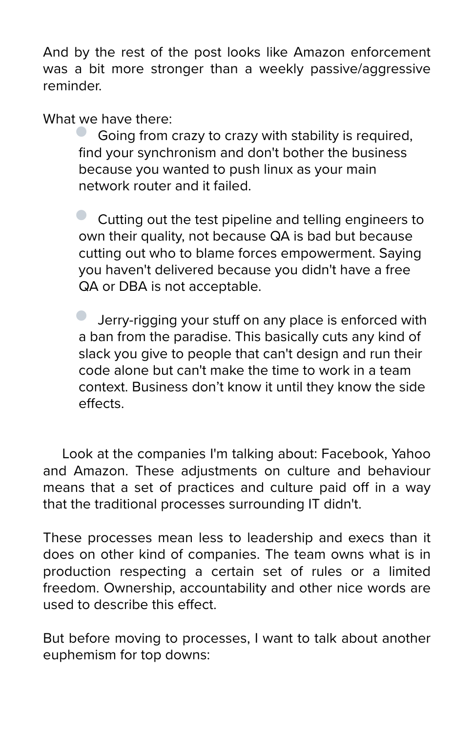And by the rest of the post looks like Amazon enforcement was a bit more stronger than a weekly passive/aggressive reminder.

What we have there:

- Going from crazy to crazy with stability is required, find your synchronism and don't bother the business because you wanted to push linux as your main network router and it failed.

- Cutting out the test pipeline and telling engineers to own their quality, not because QA is bad but because cutting out who to blame forces empowerment. Saying you haven't delivered because you didn't have a free QA or DBA is not acceptable.

- Jerry-rigging your stuff on any place is enforced with a ban from the paradise. This basically cuts any kind of slack you give to people that can't design and run their code alone but can't make the time to work in a team context. Business don't know it until they know the side effects.

Look at the companies I'm talking about: Facebook, Yahoo and Amazon. These adjustments on culture and behaviour means that a set of practices and culture paid off in a way that the traditional processes surrounding IT didn't.

These processes mean less to leadership and execs than it does on other kind of companies. The team owns what is in production respecting a certain set of rules or a limited freedom. Ownership, accountability and other nice words are used to describe this effect.

But before moving to processes, I want to talk about another euphemism for top downs: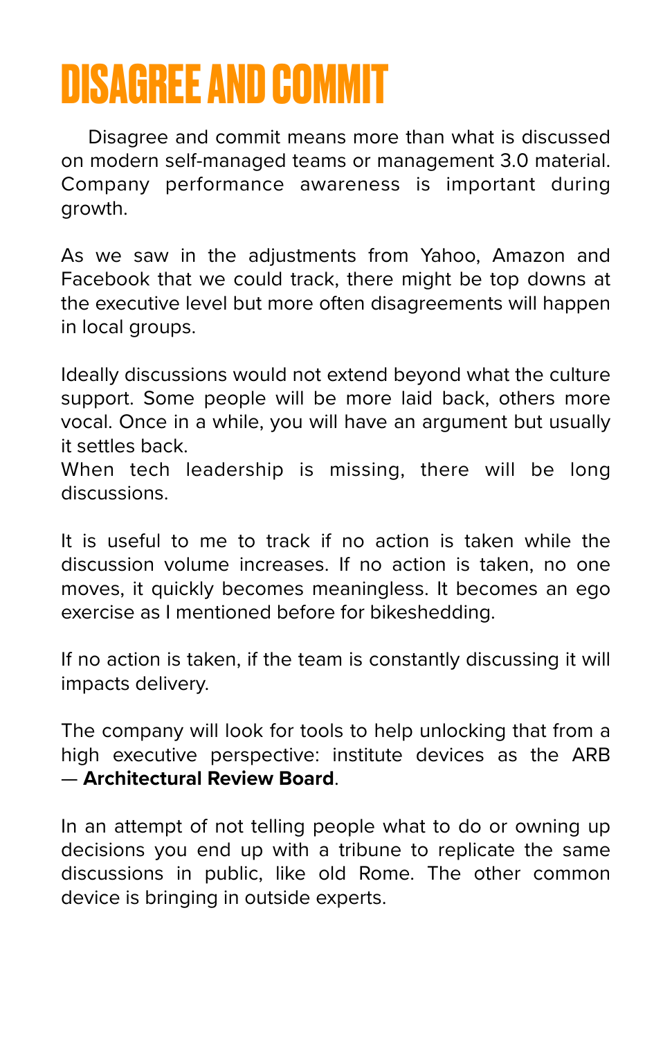# DISAGREE AND COMMIT

Disagree and commit means more than what is discussed on modern self-managed teams or management 3.0 material. Company performance awareness is important during growth.

As we saw in the adjustments from Yahoo, Amazon and Facebook that we could track, there might be top downs at the executive level but more often disagreements will happen in local groups.

Ideally discussions would not extend beyond what the culture support. Some people will be more laid back, others more vocal. Once in a while, you will have an argument but usually it settles back.
When tech leadership is missing, there will be long discussions.

It is useful to me to track if no action is taken while the discussion volume increases. If no action is taken, no one moves, it quickly becomes meaningless. It becomes an ego exercise as I mentioned before for bikeshedding.

If no action is taken, if the team is constantly discussing it will impacts delivery.

The company will look for tools to help unlocking that from a high executive perspective: institute devices as the ARB — **Architectural Review Board**.

In an attempt of not telling people what to do or owning up decisions you end up with a tribune to replicate the same discussions in public, like old Rome. The other common device is bringing in outside experts.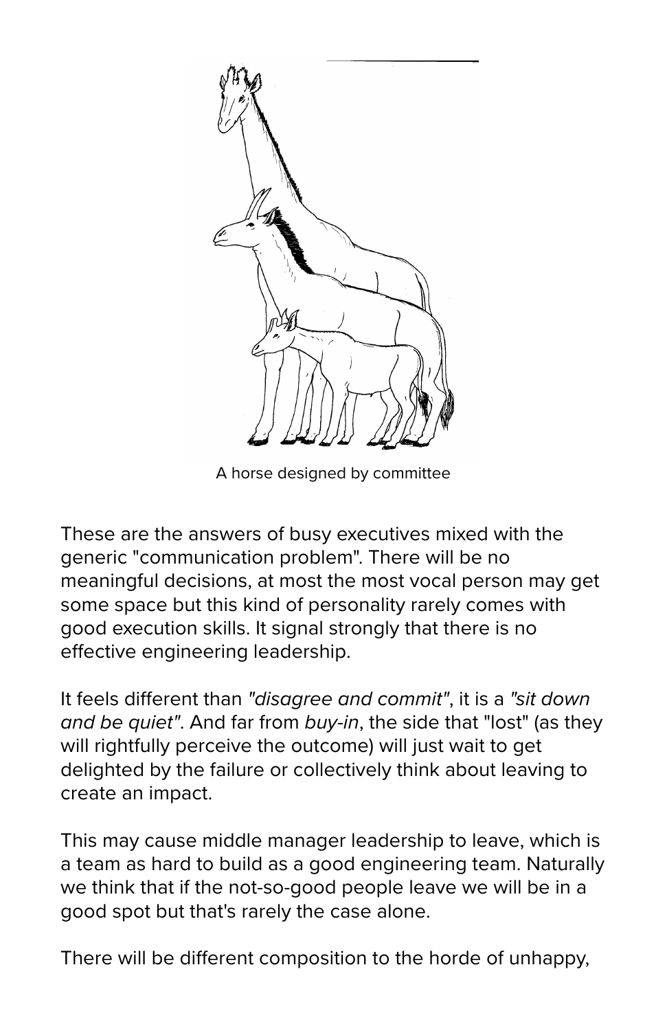A horse designed by committee

These are the answers of busy executives mixed with the generic "communication problem". There will be no meaningful decisions, at most the most vocal person may get some space but this kind of personality rarely comes with good execution skills. It signal strongly that there is no effective engineering leadership.

It feels different than *"disagree and commit"*, it is a *"sit down and be quiet"*. And far from *buy-in*, the side that "lost" (as they will rightfully perceive the outcome) will just wait to get delighted by the failure or collectively think about leaving to create an impact.

This may cause middle manager leadership to leave, which is a team as hard to build as a good engineering team. Naturally we think that if the not-so-good people leave we will be in a good spot but that's rarely the case alone.

There will be different composition to the horde of unhappy,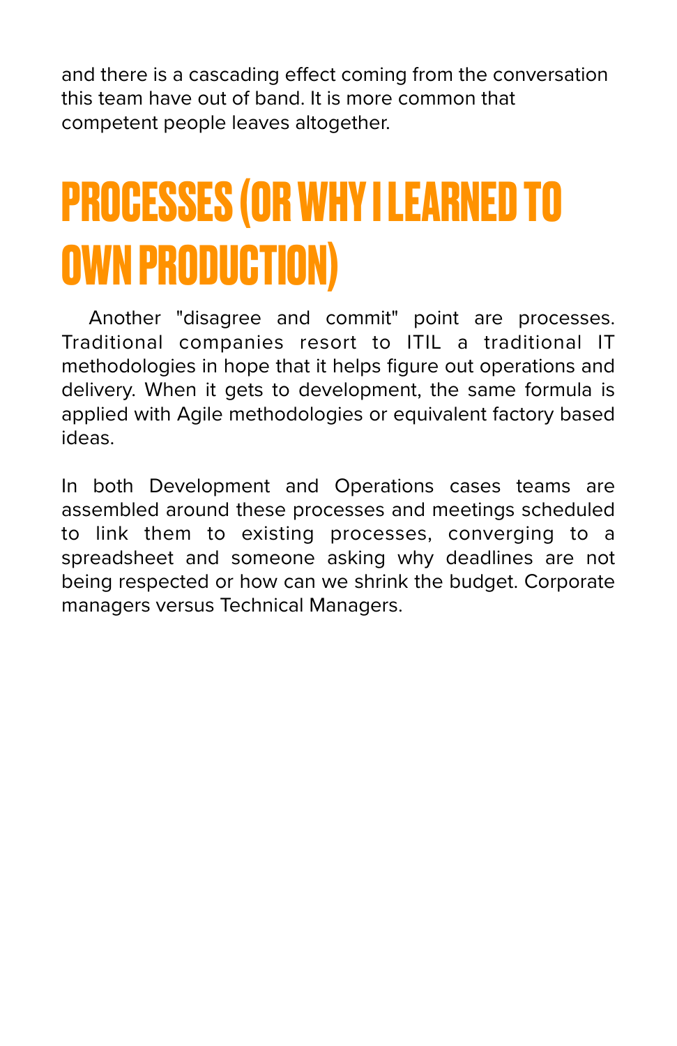and there is a cascading effect coming from the conversation this team have out of band. It is more common that competent people leaves altogether.

# PROCESSES (OR WHY I LEARNED TO OWN PRODUCTION)

Another "disagree and commit" point are processes. Traditional companies resort to ITIL a traditional IT methodologies in hope that it helps figure out operations and delivery. When it gets to development, the same formula is applied with Agile methodologies or equivalent factory based ideas.

In both Development and Operations cases teams are assembled around these processes and meetings scheduled to link them to existing processes, converging to a spreadsheet and someone asking why deadlines are not being respected or how can we shrink the budget. Corporate managers versus Technical Managers.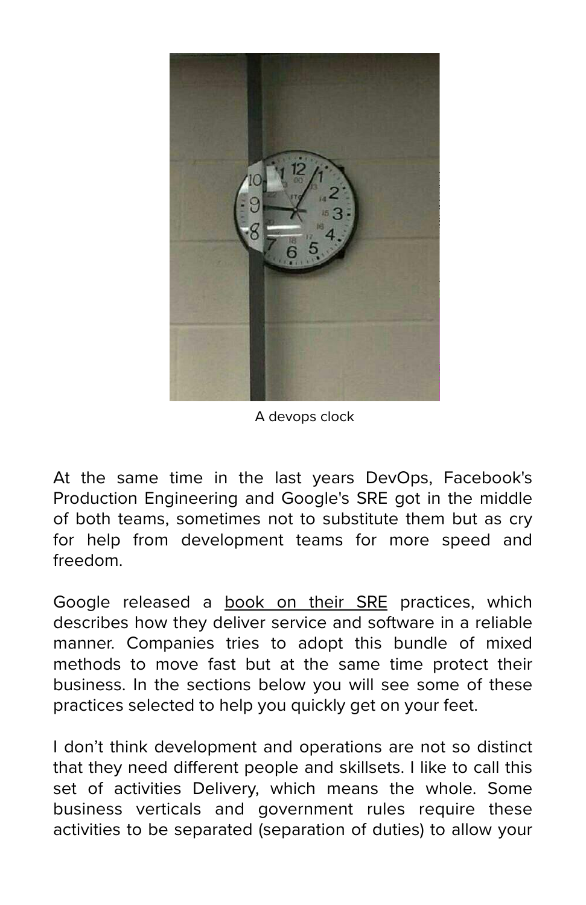A devops clock

At the same time in the last years DevOps, Facebook's Production Engineering and Google's SRE got in the middle of both teams, sometimes not to substitute them but as cry for help from development teams for more speed and freedom.

Google released a book on their SRE practices, which describes how they deliver service and software in a reliable manner. Companies tries to adopt this bundle of mixed methods to move fast but at the same time protect their business. In the sections below you will see some of these practices selected to help you quickly get on your feet.

I don't think development and operations are not so distinct that they need different people and skillsets. I like to call this set of activities Delivery, which means the whole. Some business verticals and government rules require these activities to be separated (separation of duties) to allow your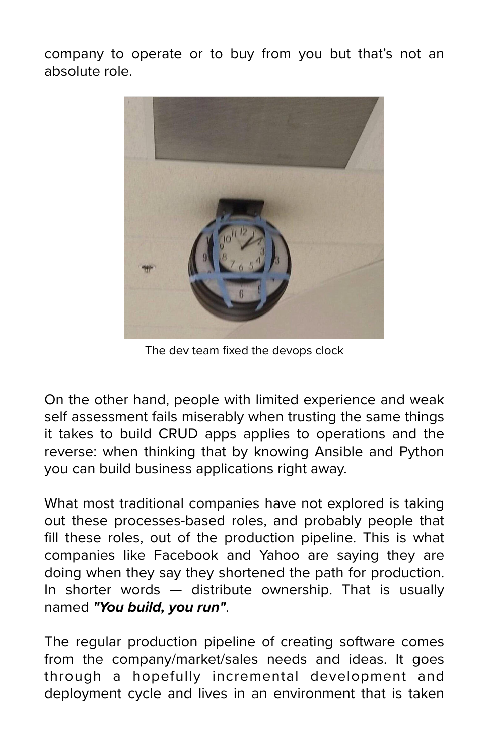company to operate or to buy from you but that's not an absolute role.

The dev team fixed the devops clock

On the other hand, people with limited experience and weak self assessment fails miserably when trusting the same things it takes to build CRUD apps applies to operations and the reverse: when thinking that by knowing Ansible and Python you can build business applications right away.

What most traditional companies have not explored is taking out these processes-based roles, and probably people that fill these roles, out of the production pipeline. This is what companies like Facebook and Yahoo are saying they are doing when they say they shortened the path for production. In shorter words — distribute ownership. That is usually named ***"You build, you run"***.

The regular production pipeline of creating software comes from the company/market/sales needs and ideas. It goes through a hopefully incremental development and deployment cycle and lives in an environment that is taken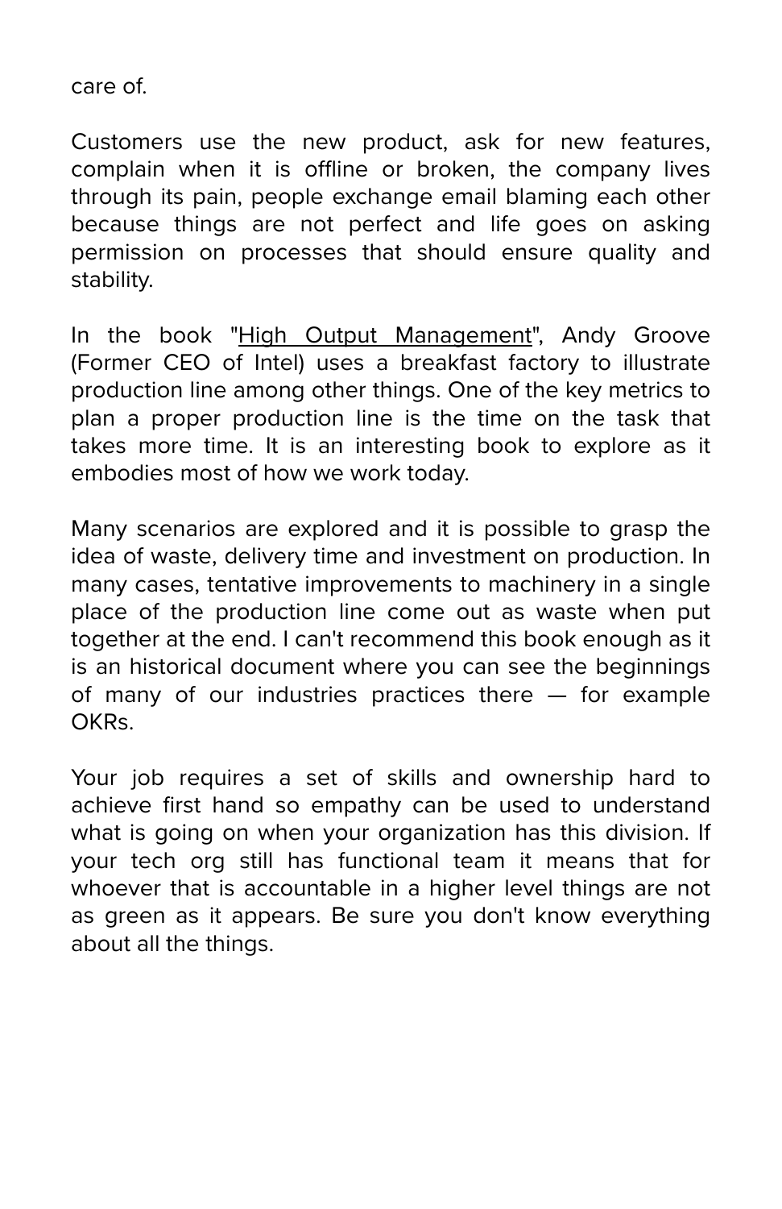care of.

Customers use the new product, ask for new features, complain when it is offline or broken, the company lives through its pain, people exchange email blaming each other because things are not perfect and life goes on asking permission on processes that should ensure quality and stability.

In the book "High Output Management", Andy Groove (Former CEO of Intel) uses a breakfast factory to illustrate production line among other things. One of the key metrics to plan a proper production line is the time on the task that takes more time. It is an interesting book to explore as it embodies most of how we work today.

Many scenarios are explored and it is possible to grasp the idea of waste, delivery time and investment on production. In many cases, tentative improvements to machinery in a single place of the production line come out as waste when put together at the end. I can't recommend this book enough as it is an historical document where you can see the beginnings of many of our industries practices there — for example OKRs.

Your job requires a set of skills and ownership hard to achieve first hand so empathy can be used to understand what is going on when your organization has this division. If your tech org still has functional team it means that for whoever that is accountable in a higher level things are not as green as it appears. Be sure you don't know everything about all the things.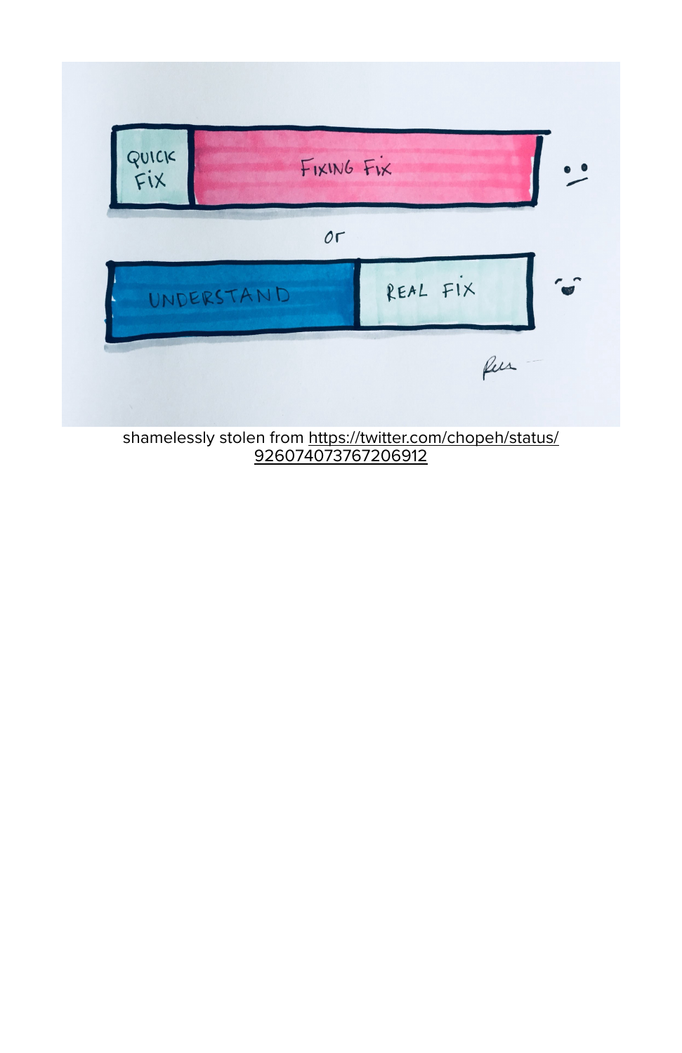QUICK FIX

FIXING FIX

or

UNDERSTAND

REAL FIX

shamelessly stolen from https://twitter.com/chopeh/status/926074073767206912